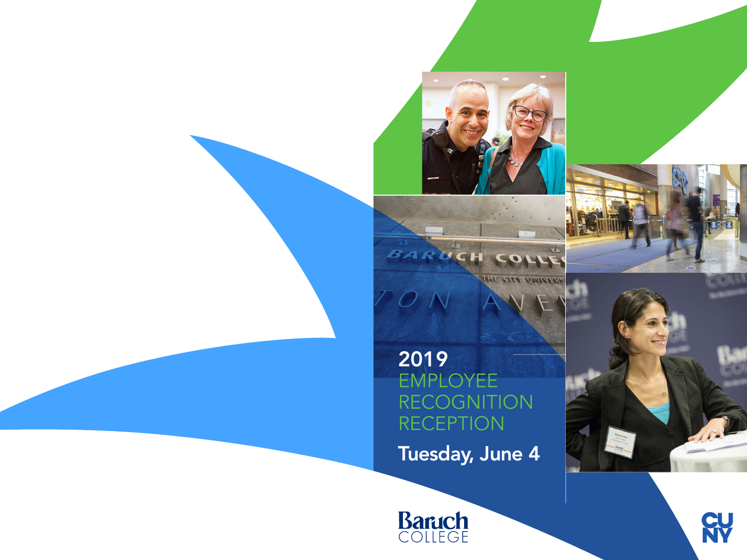# 2019 EMPLOYEE RECOGNITION RECEPTION

Tuesday, June 4

Baruch COLLEGE

CUNY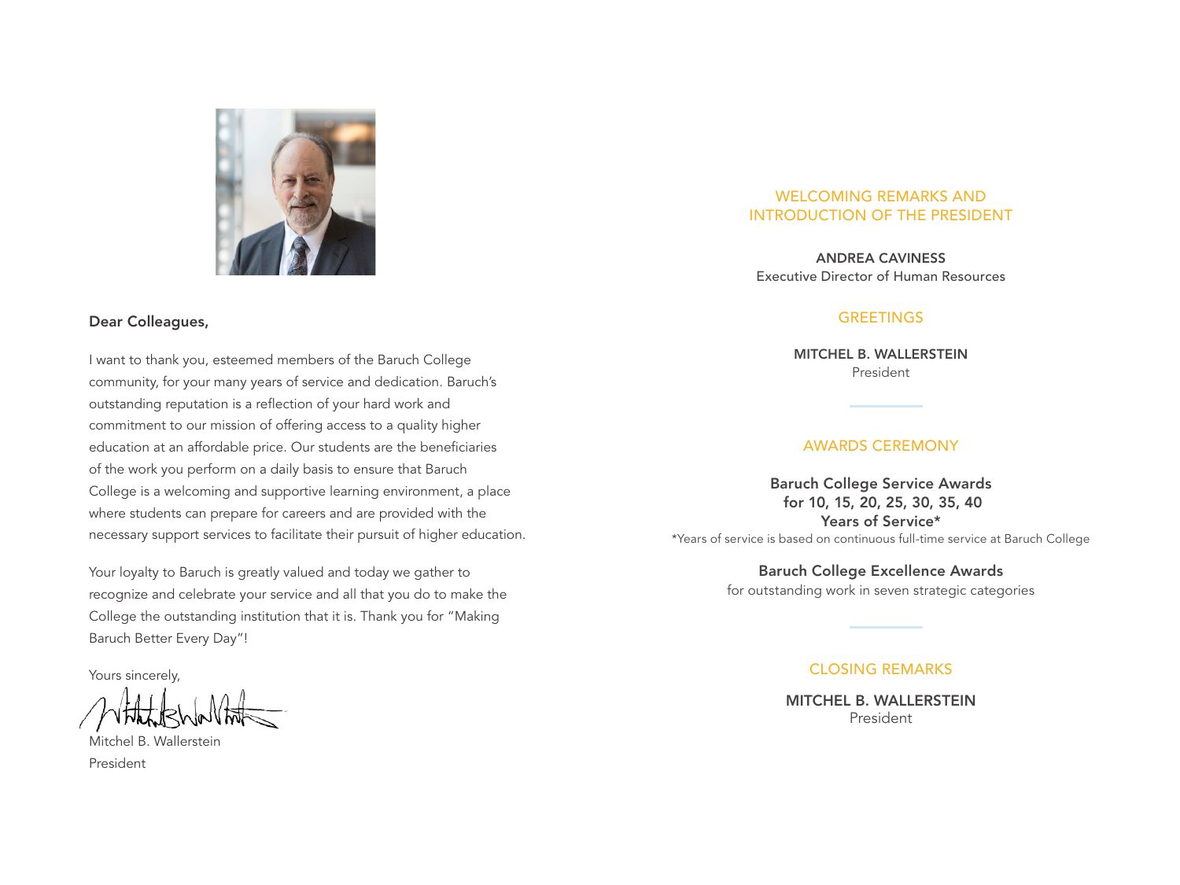**Dear Colleagues,**

I want to thank you, esteemed members of the Baruch College community, for your many years of service and dedication. Baruch's outstanding reputation is a reflection of your hard work and commitment to our mission of offering access to a quality higher education at an affordable price. Our students are the beneficiaries of the work you perform on a daily basis to ensure that Baruch College is a welcoming and supportive learning environment, a place where students can prepare for careers and are provided with the necessary support services to facilitate their pursuit of higher education.

Your loyalty to Baruch is greatly valued and today we gather to recognize and celebrate your service and all that you do to make the College the outstanding institution that it is. Thank you for "Making Baruch Better Every Day"!

Yours sincerely,

Mitchel B. Wallerstein
President

## WELCOMING REMARKS AND INTRODUCTION OF THE PRESIDENT

**ANDREA CAVINESS**
Executive Director of Human Resources

## GREETINGS

**MITCHEL B. WALLERSTEIN**
President

## AWARDS CEREMONY

**Baruch College Service Awards for 10, 15, 20, 25, 30, 35, 40 Years of Service***

*Years of service is based on continuous full-time service at Baruch College

**Baruch College Excellence Awards**
for outstanding work in seven strategic categories

## CLOSING REMARKS

**MITCHEL B. WALLERSTEIN**
President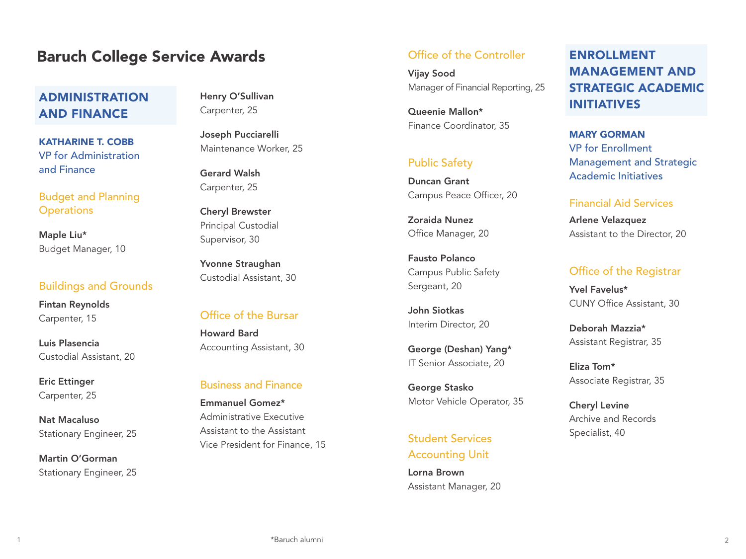# Baruch College Service Awards

## ADMINISTRATION AND FINANCE

**KATHARINE T. COBB**
VP for Administration and Finance

### Budget and Planning Operations

**Maple Liu***
Budget Manager, 10

### Buildings and Grounds

**Fintan Reynolds**
Carpenter, 15

**Luis Plasencia**
Custodial Assistant, 20

**Eric Ettinger**
Carpenter, 25

**Nat Macaluso**
Stationary Engineer, 25

**Martin O'Gorman**
Stationary Engineer, 25

**Henry O'Sullivan**
Carpenter, 25

**Joseph Pucciarelli**
Maintenance Worker, 25

**Gerard Walsh**
Carpenter, 25

**Cheryl Brewster**
Principal Custodial Supervisor, 30

**Yvonne Straughan**
Custodial Assistant, 30

### Office of the Bursar

**Howard Bard**
Accounting Assistant, 30

### Business and Finance

**Emmanuel Gomez***
Administrative Executive Assistant to the Assistant Vice President for Finance, 15

### Office of the Controller

**Vijay Sood**
Manager of Financial Reporting, 25

**Queenie Mallon***
Finance Coordinator, 35

### Public Safety

**Duncan Grant**
Campus Peace Officer, 20

**Zoraida Nunez**
Office Manager, 20

**Fausto Polanco**
Campus Public Safety Sergeant, 20

**John Siotkas**
Interim Director, 20

**George (Deshan) Yang***
IT Senior Associate, 20

**George Stasko**
Motor Vehicle Operator, 35

### Student Services Accounting Unit

**Lorna Brown**
Assistant Manager, 20

## ENROLLMENT MANAGEMENT AND STRATEGIC ACADEMIC INITIATIVES

**MARY GORMAN**
VP for Enrollment Management and Strategic Academic Initiatives

### Financial Aid Services

**Arlene Velazquez**
Assistant to the Director, 20

### Office of the Registrar

**Yvel Favelus***
CUNY Office Assistant, 30

**Deborah Mazzia***
Assistant Registrar, 35

**Eliza Tom***
Associate Registrar, 35

**Cheryl Levine**
Archive and Records Specialist, 40

*Baruch alumni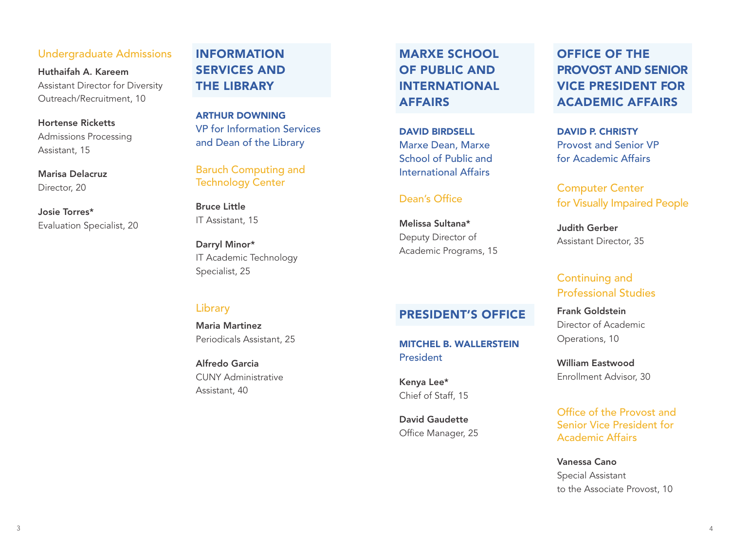### Undergraduate Admissions

**Huthaifah A. Kareem**
Assistant Director for Diversity Outreach/Recruitment, 10

**Hortense Ricketts**
Admissions Processing Assistant, 15

**Marisa Delacruz**
Director, 20

**Josie Torres***
Evaluation Specialist, 20

## INFORMATION SERVICES AND THE LIBRARY

**ARTHUR DOWNING**
VP for Information Services and Dean of the Library

### Baruch Computing and Technology Center

**Bruce Little**
IT Assistant, 15

**Darryl Minor***
IT Academic Technology Specialist, 25

### Library

**Maria Martinez**
Periodicals Assistant, 25

**Alfredo Garcia**
CUNY Administrative Assistant, 40

## MARXE SCHOOL OF PUBLIC AND INTERNATIONAL AFFAIRS

**DAVID BIRDSELL**
Marxe Dean, Marxe School of Public and International Affairs

### Dean's Office

**Melissa Sultana***
Deputy Director of Academic Programs, 15

## PRESIDENT'S OFFICE

**MITCHEL B. WALLERSTEIN**
President

**Kenya Lee***
Chief of Staff, 15

**David Gaudette**
Office Manager, 25

## OFFICE OF THE PROVOST AND SENIOR VICE PRESIDENT FOR ACADEMIC AFFAIRS

**DAVID P. CHRISTY**
Provost and Senior VP for Academic Affairs

### Computer Center for Visually Impaired People

**Judith Gerber**
Assistant Director, 35

### Continuing and Professional Studies

**Frank Goldstein**
Director of Academic Operations, 10

**William Eastwood**
Enrollment Advisor, 30

### Office of the Provost and Senior Vice President for Academic Affairs

**Vanessa Cano**
Special Assistant to the Associate Provost, 10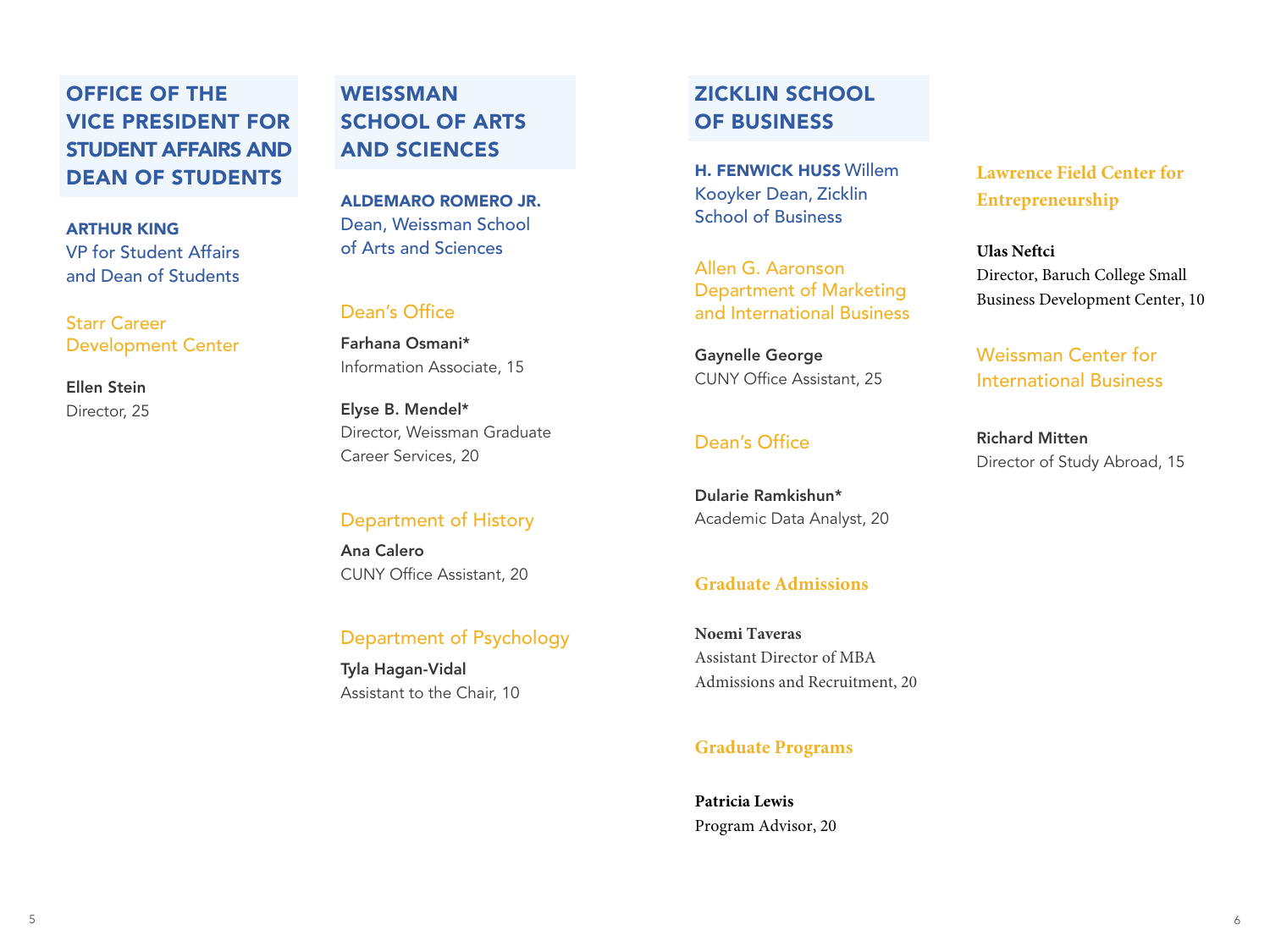## OFFICE OF THE VICE PRESIDENT FOR STUDENT AFFAIRS AND DEAN OF STUDENTS

**ARTHUR KING**
VP for Student Affairs and Dean of Students

### Starr Career Development Center

**Ellen Stein**
Director, 25

## WEISSMAN SCHOOL OF ARTS AND SCIENCES

**ALDEMARO ROMERO JR.**
Dean, Weissman School of Arts and Sciences

### Dean's Office

**Farhana Osmani***
Information Associate, 15

**Elyse B. Mendel***
Director, Weissman Graduate Career Services, 20

### Department of History

**Ana Calero**
CUNY Office Assistant, 20

### Department of Psychology

**Tyla Hagan-Vidal**
Assistant to the Chair, 10

## ZICKLIN SCHOOL OF BUSINESS

**H. FENWICK HUSS** Willem Kooyker Dean, Zicklin School of Business

### Allen G. Aaronson Department of Marketing and International Business

**Gaynelle George**
CUNY Office Assistant, 25

### Dean's Office

**Dularie Ramkishun***
Academic Data Analyst, 20

### Graduate Admissions

**Noemi Taveras**
Assistant Director of MBA Admissions and Recruitment, 20

### Graduate Programs

**Patricia Lewis**
Program Advisor, 20

### Lawrence Field Center for Entrepreneurship

**Ulas Neftci**
Director, Baruch College Small Business Development Center, 10

### Weissman Center for International Business

**Richard Mitten**
Director of Study Abroad, 15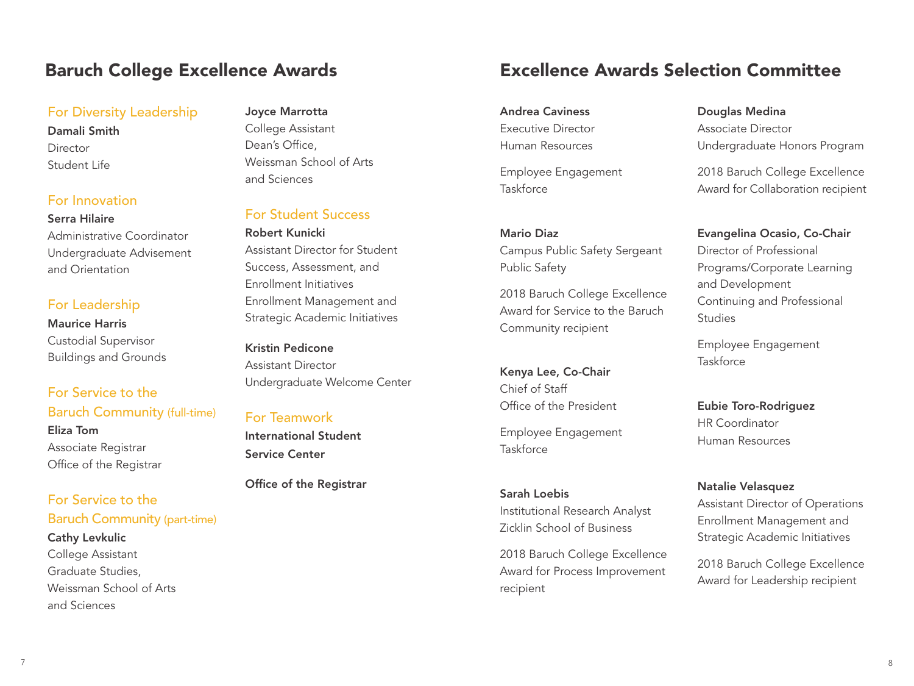## Baruch College Excellence Awards

### For Diversity Leadership

**Damali Smith**
Director
Student Life

### For Innovation

**Serra Hilaire**
Administrative Coordinator
Undergraduate Advisement and Orientation

### For Leadership

**Maurice Harris**
Custodial Supervisor
Buildings and Grounds

### For Service to the Baruch Community (full-time)

**Eliza Tom**
Associate Registrar
Office of the Registrar

### For Service to the Baruch Community (part-time)

**Cathy Levkulic**
College Assistant
Graduate Studies,
Weissman School of Arts and Sciences

**Joyce Marrotta**
College Assistant
Dean's Office,
Weissman School of Arts and Sciences

### For Student Success

**Robert Kunicki**
Assistant Director for Student Success, Assessment, and Enrollment Initiatives
Enrollment Management and Strategic Academic Initiatives

**Kristin Pedicone**
Assistant Director
Undergraduate Welcome Center

### For Teamwork

**International Student Service Center**

**Office of the Registrar**

## Excellence Awards Selection Committee

**Andrea Caviness**
Executive Director
Human Resources

Employee Engagement Taskforce

**Mario Diaz**
Campus Public Safety Sergeant
Public Safety

2018 Baruch College Excellence Award for Service to the Baruch Community recipient

**Kenya Lee, Co-Chair**
Chief of Staff
Office of the President

Employee Engagement Taskforce

**Sarah Loebis**
Institutional Research Analyst
Zicklin School of Business

2018 Baruch College Excellence Award for Process Improvement recipient

**Douglas Medina**
Associate Director
Undergraduate Honors Program

2018 Baruch College Excellence Award for Collaboration recipient

**Evangelina Ocasio, Co-Chair**
Director of Professional Programs/Corporate Learning and Development
Continuing and Professional Studies

Employee Engagement Taskforce

**Eubie Toro-Rodriguez**
HR Coordinator
Human Resources

**Natalie Velasquez**
Assistant Director of Operations
Enrollment Management and Strategic Academic Initiatives

2018 Baruch College Excellence Award for Leadership recipient